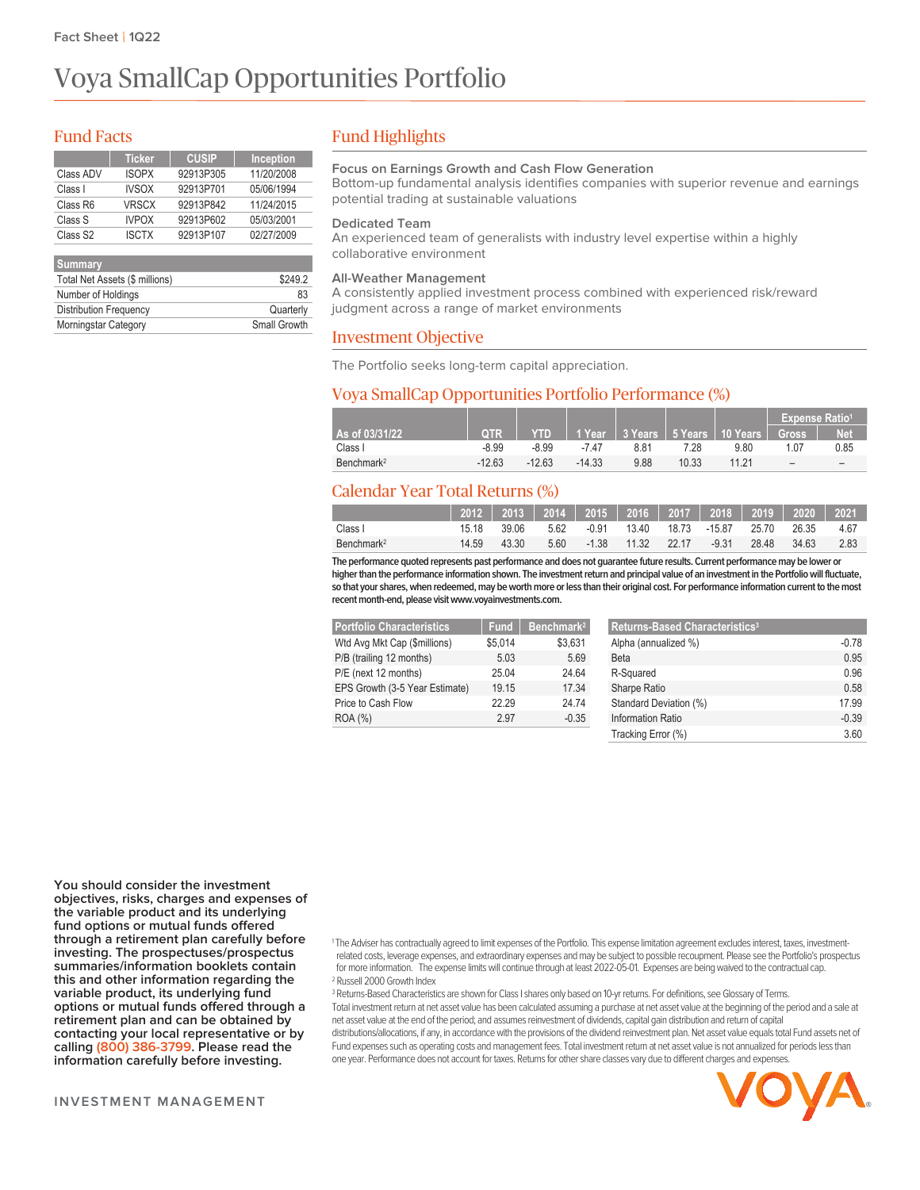Fact Sheet | 1Q22

# Voya SmallCap Opportunities Portfolio

## Fund Facts

| | Ticker | CUSIP | Inception |
|---|---|---|---|
| Class ADV | ISOPX | 92913P305 | 11/20/2008 |
| Class I | IVSOX | 92913P701 | 05/06/1994 |
| Class R6 | VRSCX | 92913P842 | 11/24/2015 |
| Class S | IVPOX | 92913P602 | 05/03/2001 |
| Class S2 | ISCTX | 92913P107 | 02/27/2009 |

| Summary | |
|---|---|
| Total Net Assets ($ millions) | $249.2 |
| Number of Holdings | 83 |
| Distribution Frequency | Quarterly |
| Morningstar Category | Small Growth |

## Fund Highlights

**Focus on Earnings Growth and Cash Flow Generation**
Bottom-up fundamental analysis identifies companies with superior revenue and earnings potential trading at sustainable valuations

**Dedicated Team**
An experienced team of generalists with industry level expertise within a highly collaborative environment

**All-Weather Management**
A consistently applied investment process combined with experienced risk/reward judgment across a range of market environments

## Investment Objective

The Portfolio seeks long-term capital appreciation.

## Voya SmallCap Opportunities Portfolio Performance (%)

| | | | | | | | Expense Ratio[1] | |
|---|---|---|---|---|---|---|---|---|
| As of 03/31/22 | QTR | YTD | 1 Year | 3 Years | 5 Years | 10 Years | Gross | Net |
| Class I | -8.99 | -8.99 | -7.47 | 8.81 | 7.28 | 9.80 | 1.07 | 0.85 |
| Benchmark[2] | -12.63 | -12.63 | -14.33 | 9.88 | 10.33 | 11.21 | – | – |

## Calendar Year Total Returns (%)

| | 2012 | 2013 | 2014 | 2015 | 2016 | 2017 | 2018 | 2019 | 2020 | 2021 |
|---|---|---|---|---|---|---|---|---|---|---|
| Class I | 15.18 | 39.06 | 5.62 | -0.91 | 13.40 | 18.73 | -15.87 | 25.70 | 26.35 | 4.67 |
| Benchmark[2] | 14.59 | 43.30 | 5.60 | -1.38 | 11.32 | 22.17 | -9.31 | 28.48 | 34.63 | 2.83 |

**The performance quoted represents past performance and does not guarantee future results. Current performance may be lower or higher than the performance information shown. The investment return and principal value of an investment in the Portfolio will fluctuate, so that your shares, when redeemed, may be worth more or less than their original cost. For performance information current to the most recent month-end, please visit www.voyainvestments.com.**

| Portfolio Characteristics | Fund | Benchmark[2] |
|---|---|---|
| Wtd Avg Mkt Cap ($millions) | $5,014 | $3,631 |
| P/B (trailing 12 months) | 5.03 | 5.69 |
| P/E (next 12 months) | 25.04 | 24.64 |
| EPS Growth (3-5 Year Estimate) | 19.15 | 17.34 |
| Price to Cash Flow | 22.29 | 24.74 |
| ROA (%) | 2.97 | -0.35 |

| Returns-Based Characteristics[3] | |
|---|---|
| Alpha (annualized %) | -0.78 |
| Beta | 0.95 |
| R-Squared | 0.96 |
| Sharpe Ratio | 0.58 |
| Standard Deviation (%) | 17.99 |
| Information Ratio | -0.39 |
| Tracking Error (%) | 3.60 |

**You should consider the investment objectives, risks, charges and expenses of the variable product and its underlying fund options or mutual funds offered through a retirement plan carefully before investing. The prospectuses/prospectus summaries/information booklets contain this and other information regarding the variable product, its underlying fund options or mutual funds offered through a retirement plan and can be obtained by contacting your local representative or by calling (800) 386-3799. Please read the information carefully before investing.**

[1] The Adviser has contractually agreed to limit expenses of the Portfolio. This expense limitation agreement excludes interest, taxes, investment-related costs, leverage expenses, and extraordinary expenses and may be subject to possible recoupment. Please see the Portfolio's prospectus for more information. The expense limits will continue through at least 2022-05-01. Expenses are being waived to the contractual cap.

[2] Russell 2000 Growth Index

[3] Returns-Based Characteristics are shown for Class I shares only based on 10-yr returns. For definitions, see Glossary of Terms.

Total investment return at net asset value has been calculated assuming a purchase at net asset value at the beginning of the period and a sale at net asset value at the end of the period; and assumes reinvestment of dividends, capital gain distribution and return of capital distributions/allocations, if any, in accordance with the provisions of the dividend reinvestment plan. Net asset value equals total Fund assets net of Fund expenses such as operating costs and management fees. Total investment return at net asset value is not annualized for periods less than one year. Performance does not account for taxes. Returns for other share classes vary due to different charges and expenses.

INVESTMENT MANAGEMENT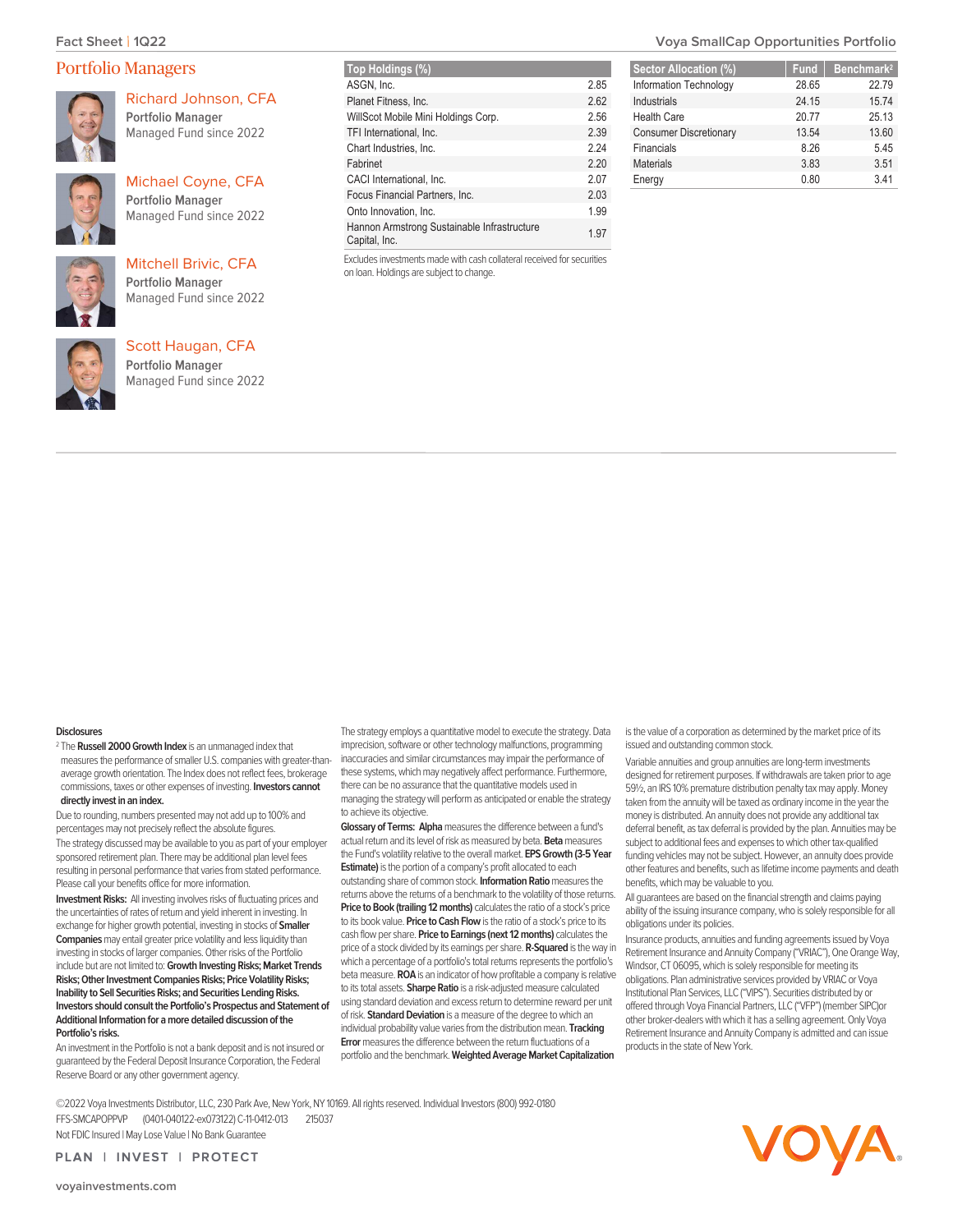## Portfolio Managers

**Richard Johnson, CFA**
Portfolio Manager
Managed Fund since 2022

**Michael Coyne, CFA**
Portfolio Manager
Managed Fund since 2022

**Mitchell Brivic, CFA**
Portfolio Manager
Managed Fund since 2022

**Scott Haugan, CFA**
Portfolio Manager
Managed Fund since 2022

| Top Holdings (%) | |
|---|---|
| ASGN, Inc. | 2.85 |
| Planet Fitness, Inc. | 2.62 |
| WillScot Mobile Mini Holdings Corp. | 2.56 |
| TFI International, Inc. | 2.39 |
| Chart Industries, Inc. | 2.24 |
| Fabrinet | 2.20 |
| CACI International, Inc. | 2.07 |
| Focus Financial Partners, Inc. | 2.03 |
| Onto Innovation, Inc. | 1.99 |
| Hannon Armstrong Sustainable Infrastructure Capital, Inc. | 1.97 |

Excludes investments made with cash collateral received for securities on loan. Holdings are subject to change.

| Sector Allocation (%) | Fund | Benchmark[2] |
|---|---|---|
| Information Technology | 28.65 | 22.79 |
| Industrials | 24.15 | 15.74 |
| Health Care | 20.77 | 25.13 |
| Consumer Discretionary | 13.54 | 13.60 |
| Financials | 8.26 | 5.45 |
| Materials | 3.83 | 3.51 |
| Energy | 0.80 | 3.41 |

**Disclosures**

[2] The **Russell 2000 Growth Index** is an unmanaged index that measures the performance of smaller U.S. companies with greater-than-average growth orientation. The Index does not reflect fees, brokerage commissions, taxes or other expenses of investing. **Investors cannot directly invest in an index.**

Due to rounding, numbers presented may not add up to 100% and percentages may not precisely reflect the absolute figures.

The strategy discussed may be available to you as part of your employer sponsored retirement plan. There may be additional plan level fees resulting in personal performance that varies from stated performance. Please call your benefits office for more information.

**Investment Risks:** All investing involves risks of fluctuating prices and the uncertainties of rates of return and yield inherent in investing. In exchange for higher growth potential, investing in stocks of **Smaller Companies** may entail greater price volatility and less liquidity than investing in stocks of larger companies. Other risks of the Portfolio include but are not limited to: **Growth Investing Risks; Market Trends Risks; Other Investment Companies Risks; Price Volatility Risks; Inability to Sell Securities Risks; and Securities Lending Risks. Investors should consult the Portfolio's Prospectus and Statement of Additional Information for a more detailed discussion of the Portfolio's risks.**

An investment in the Portfolio is not a bank deposit and is not insured or guaranteed by the Federal Deposit Insurance Corporation, the Federal Reserve Board or any other government agency.

The strategy employs a quantitative model to execute the strategy. Data imprecision, software or other technology malfunctions, programming inaccuracies and similar circumstances may impair the performance of these systems, which may negatively affect performance. Furthermore, there can be no assurance that the quantitative models used in managing the strategy will perform as anticipated or enable the strategy to achieve its objective.

**Glossary of Terms: Alpha** measures the difference between a fund's actual return and its level of risk as measured by beta. **Beta** measures the Fund's volatility relative to the overall market. **EPS Growth (3-5 Year Estimate)** is the portion of a company's profit allocated to each outstanding share of common stock. **Information Ratio** measures the returns above the returns of a benchmark to the volatility of those returns. **Price to Book (trailing 12 months)** calculates the ratio of a stock's price to its book value. **Price to Cash Flow** is the ratio of a stock's price to its cash flow per share. **Price to Earnings (next 12 months)** calculates the price of a stock divided by its earnings per share. **R-Squared** is the way in which a percentage of a portfolio's total returns represents the portfolio's beta measure. **ROA** is an indicator of how profitable a company is relative to its total assets. **Sharpe Ratio** is a risk-adjusted measure calculated using standard deviation and excess return to determine reward per unit of risk. **Standard Deviation** is a measure of the degree to which an individual probability value varies from the distribution mean. **Tracking Error** measures the difference between the return fluctuations of a portfolio and the benchmark. **Weighted Average Market Capitalization** is the value of a corporation as determined by the market price of its issued and outstanding common stock.

Variable annuities and group annuities are long-term investments designed for retirement purposes. If withdrawals are taken prior to age 59½, an IRS 10% premature distribution penalty tax may apply. Money taken from the annuity will be taxed as ordinary income in the year the money is distributed. An annuity does not provide any additional tax deferral benefit, as tax deferral is provided by the plan. Annuities may be subject to additional fees and expenses to which other tax-qualified funding vehicles may not be subject. However, an annuity does provide other features and benefits, such as lifetime income payments and death benefits, which may be valuable to you.

All guarantees are based on the financial strength and claims paying ability of the issuing insurance company, who is solely responsible for all obligations under its policies.

Insurance products, annuities and funding agreements issued by Voya Retirement Insurance and Annuity Company ("VRIAC"), One Orange Way, Windsor, CT 06095, which is solely responsible for meeting its obligations. Plan administrative services provided by VRIAC or Voya Institutional Plan Services, LLC ("VIPS"). Securities distributed by or offered through Voya Financial Partners, LLC ("VFP") (member SIPC)or other broker-dealers with which it has a selling agreement. Only Voya Retirement Insurance and Annuity Company is admitted and can issue products in the state of New York.

©2022 Voya Investments Distributor, LLC, 230 Park Ave, New York, NY 10169. All rights reserved. Individual Investors (800) 992-0180

FFS-SMCAPOPPVP (0401-040122-ex073122) C-11-0412-013 215037

Not FDIC Insured | May Lose Value | No Bank Guarantee

PLAN | INVEST | PROTECT

voyainvestments.com